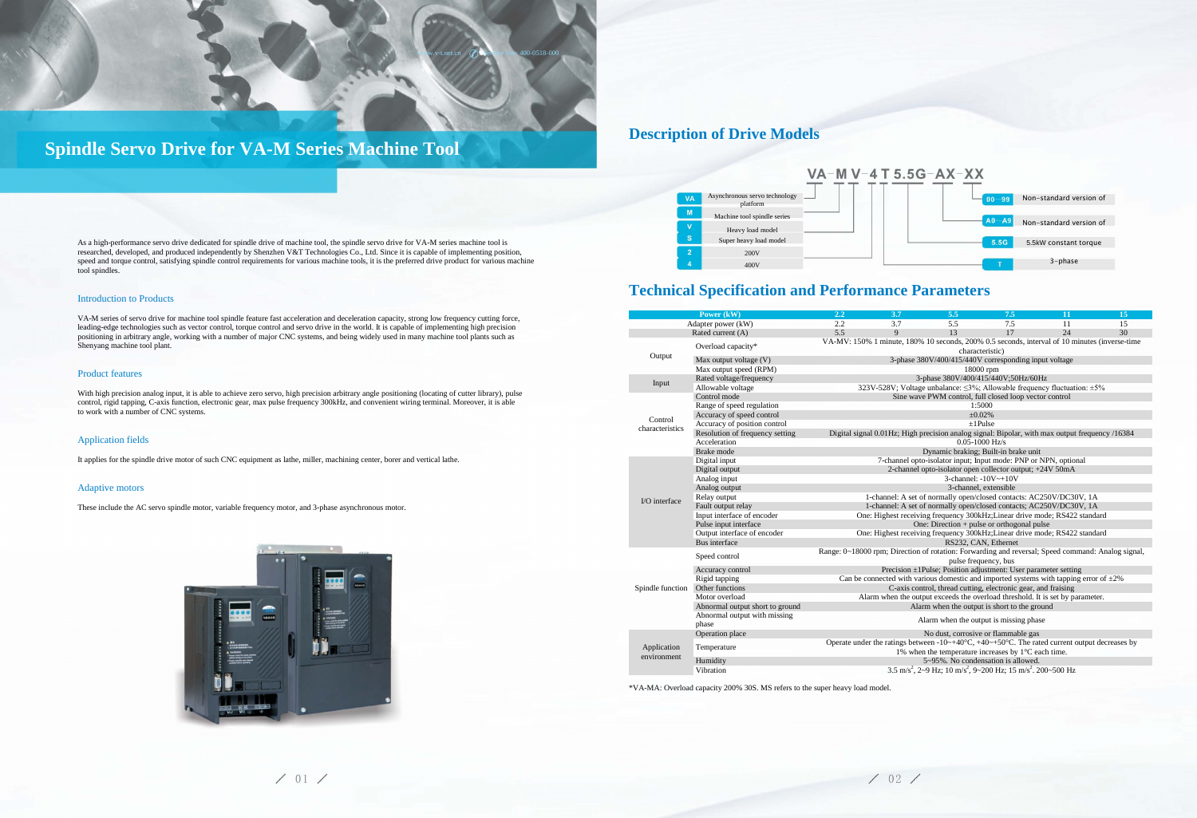# Spindle Servo Drive for VA-M Series Machine Tool

As a high-performance servo drive dedicated for spindle drive of machine tool, the spindle servo drive for VA-M series machine tool is researched, developed, and produced independently by Shenzhen V&T Technologies Co., Ltd. Since it is capable of implementing position, speed and torque control, satisfying spindle control requirements for various machine tools, it is the preferred drive product for various machine tool spindles.

## Introduction to Products

VA-M series of servo drive for machine tool spindle feature fast acceleration and deceleration capacity, strong low frequency cutting force, leading-edge technologies such as vector control, torque control and servo drive in the world. It is capable of implementing high precision positioning in arbitrary angle, working with a number of major CNC systems, and being widely used in many machine tool plants such as Shenyang machine tool plant.

## Product features

With high precision analog input, it is able to achieve zero servo, high precision arbitrary angle positioning (locating of cutter library), pulse control, rigid tapping, C-axis function, electronic gear, max pulse frequency 300kHz, and convenient wiring terminal. Moreover, it is able to work with a number of CNC systems.

## Application fields

It applies for the spindle drive motor of such CNC equipment as lathe, miller, machining center, borer and vertical lathe.

## Adaptive motors

These include the AC servo spindle motor, variable frequency motor, and 3-phase asynchronous motor.

# Description of Drive Models

VA-M V-4 T 5.5G-AX-XX

| Code | Meaning |
|---|---|
| VA | Asynchronous servo technology platform |
| M | Machine tool spindle series |
| V | Heavy load model |
| S | Super heavy load model |
| 2 | 200V |
| 4 | 400V |
| 5.5G | 5.5kW constant torque |
| T | 3-phase |
| A0~A9 | Non-standard version of |
| 00~99 | Non-standard version of |

# Technical Specification and Performance Parameters

| Power (kW) | | 2.2 | 3.7 | 5.5 | 7.5 | 11 | 15 |
|---|---|---|---|---|---|---|---|
| Adapter power (kW) | | 2.2 | 3.7 | 5.5 | 7.5 | 11 | 15 |
| Rated current (A) | | 5.5 | 9 | 13 | 17 | 24 | 30 |
| Output | Overload capacity* | VA-MV: 150% 1 minute, 180% 10 seconds, 200% 0.5 seconds, interval of 10 minutes (inverse-time characteristic) | | | | | |
| | Max output voltage (V) | 3-phase 380V/400/415/440V corresponding input voltage | | | | | |
| | Max output speed (RPM) | 18000 rpm | | | | | |
| Input | Rated voltage/frequency | 3-phase 380V/400/415/440V;50Hz/60Hz | | | | | |
| | Allowable voltage | 323V-528V; Voltage unbalance: ≤3%; Allowable frequency fluctuation: ±5% | | | | | |
| Control characteristics | Control mode | Sine wave PWM control, full closed loop vector control | | | | | |
| | Range of speed regulation | 1:5000 | | | | | |
| | Accuracy of speed control | ±0.02% | | | | | |
| | Accuracy of position control | ±1Pulse | | | | | |
| | Resolution of frequency setting | Digital signal 0.01Hz; High precision analog signal: Bipolar, with max output frequency /16384 | | | | | |
| | Acceleration | 0.05-1000 Hz/s | | | | | |
| | Brake mode | Dynamic braking; Built-in brake unit | | | | | |
| I/O interface | Digital input | 7-channel opto-isolator input; Input mode: PNP or NPN, optional | | | | | |
| | Digital output | 2-channel opto-isolator open collector output; +24V 50mA | | | | | |
| | Analog input | 3-channel: -10V~+10V | | | | | |
| | Analog output | 3-channel, extensible | | | | | |
| | Relay output | 1-channel: A set of normally open/closed contacts; AC250V/DC30V, 1A | | | | | |
| | Fault output relay | 1-channel: A set of normally open/closed contacts; AC250V/DC30V, 1A | | | | | |
| | Input interface of encoder | One: Highest receiving frequency 300kHz;Linear drive mode; RS422 standard | | | | | |
| | Pulse input interface | One: Direction + pulse or orthogonal pulse | | | | | |
| | Output interface of encoder | One: Highest receiving frequency 300kHz;Linear drive mode; RS422 standard | | | | | |
| | Bus interface | RS232, CAN, Ethernet | | | | | |
| Spindle function | Speed control | Range: 0~18000 rpm; Direction of rotation: Forwarding and reversal; Speed command: Analog signal, pulse frequency, bus | | | | | |
| | Accuracy control | Precision ±1Pulse; Position adjustment: User parameter setting | | | | | |
| | Rigid tapping | Can be connected with various domestic and imported systems with tapping error of ±2% | | | | | |
| | Other functions | C-axis control, thread cutting, electronic gear, and fraising | | | | | |
| | Motor overload | Alarm when the output exceeds the overload threshold. It is set by parameter. | | | | | |
| | Abnormal output short to ground | Alarm when the output is short to the ground | | | | | |
| | Abnormal output with missing phase | Alarm when the output is missing phase | | | | | |
| Application environment | Operation place | No dust, corrosive or flammable gas | | | | | |
| | Temperature | Operate under the ratings between -10~+40°C, +40~+50°C. The rated current output decreases by 1% when the temperature increases by 1°C each time. | | | | | |
| | Humidity | 5~95%. No condensation is allowed. | | | | | |
| | Vibration | 3.5 $m/s^2$, 2~9 Hz; 10 $m/s^2$, 9~200 Hz; 15 $m/s^2$, 200~500 Hz | | | | | |

*VA-MA: Overload capacity 200% 30S. MS refers to the super heavy load model.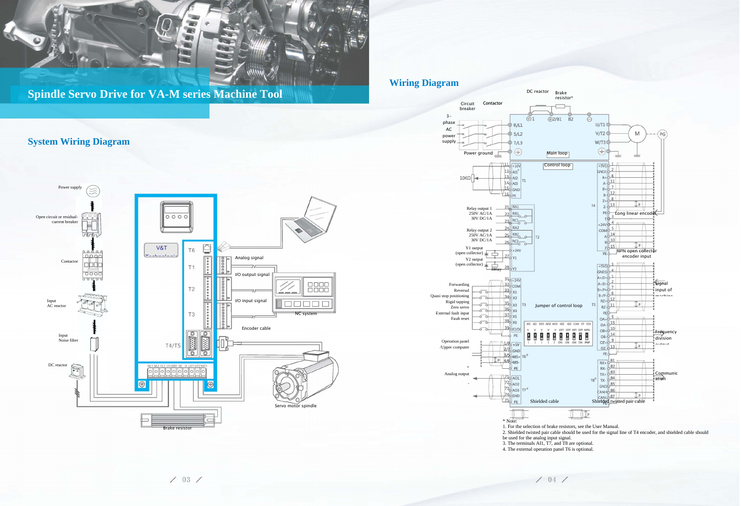# Spindle Servo Drive for VA-M series Machine Tool

## System Wiring Diagram

Power supply

Open circuit or residual-current breaker

Contactor

Input AC reactor

Input Noise filter

DC reactor

Analog signal

I/O output signal

I/O input signal

NC system

Encoder cable

Servo motor spindle

Brake resistor

## Wiring Diagram

DC reactor

Brake resistor*

Circuit breaker

Contactor

3-phase AC power supply

Power ground

Main loop

Control loop

Relay output 1 250V AC/1A 30V DC/1A

Relay output 2 250V AC/1A 30V DC/1A

Y1 output (open collector)

Y2 output (open collector)

Forwarding

Reversal

Quasi stop positioning

Rigid tapping

Zero servo

External fault input

Fault reset

Jumper of control loop

Operation panel /Upper computer

Analog output

Long linear encoder

NPN open collector encoder input

Signal input of machine

Frequency division output

Communication

Shielded cable

Shielded twisted pair cable

\* Note:

1. For the selection of brake resistors, see the User Manual.
2. Shielded twisted pair cable should be used for the signal line of T4 encoder, and shielded cable should be used for the analog input signal.
3. The terminals AI1, T7, and T8 are optional.
4. The external operation panel T6 is optional.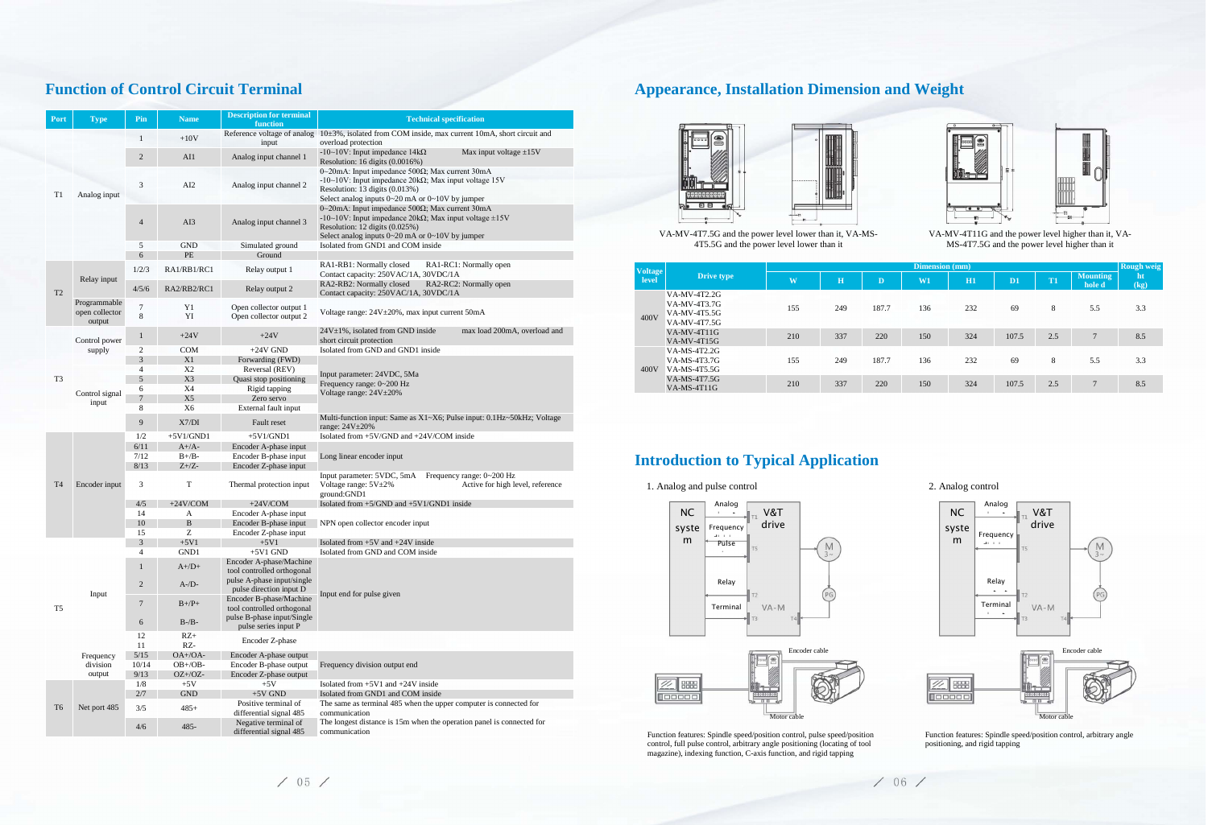## Function of Control Circuit Terminal

| Port | Type | Pin | Name | Description for terminal function | Technical specification |
|---|---|---|---|---|---|
| T1 | Analog input | 1 | +10V | Reference voltage of analog input | 10±3%, isolated from COM inside, max current 10mA, short circuit and overload protection |
| | | 2 | AI1 | Analog input channel 1 | -10~10V: Input impedance 14kΩ Max input voltage ±15V Resolution: 16 digits (0.0016%) |
| | | 3 | AI2 | Analog input channel 2 | 0~20mA: Input impedance 500Ω; Max current 30mA -10~10V: Input impedance 20kΩ; Max input voltage 15V Resolution: 13 digits (0.013%) Select analog inputs 0~20 mA or 0~10V by jumper |
| | | 4 | AI3 | Analog input channel 3 | 0~20mA: Input impedance 500Ω; Max current 30mA -10~10V: Input impedance 20kΩ; Max input voltage ±15V Resolution: 12 digits (0.025%) Select analog inputs 0~20 mA or 0~10V by jumper |
| | | 5 | GND | Simulated ground | Isolated from GND1 and COM inside |
| | | 6 | PE | Ground | |
| T2 | Relay input | 1/2/3 | RA1/RB1/RC1 | Relay output 1 | RA1-RB1: Normally closed RA1-RC1: Normally open Contact capacity: 250VAC/1A, 30VDC/1A |
| | | 4/5/6 | RA2/RB2/RC1 | Relay output 2 | RA2-RB2: Normally closed RA2-RC2: Normally open Contact capacity: 250VAC/1A, 30VDC/1A |
| | Programmable open collector output | 7<br>8 | Y1<br>YI | Open collector output 1<br>Open collector output 2 | Voltage range: 24V±20%, max input current 50mA |
| T3 | Control power supply | 1 | +24V | +24V | 24V±1%, isolated from GND inside max load 200mA, overload and short circuit protection |
| | | 2 | COM | +24V GND | Isolated from GND and GND1 inside |
| | Control signal input | 3 | X1 | Forwarding (FWD) | Input parameter: 24VDC, 5Ma Frequency range: 0~200 Hz Voltage range: 24V±20% |
| | | 4 | X2 | Reversal (REV) | |
| | | 5 | X3 | Quasi stop positioning | |
| | | 6 | X4 | Rigid tapping | |
| | | 7 | X5 | Zero servo | |
| | | 8 | X6 | External fault input | |
| | | 9 | X7/DI | Fault reset | Multi-function input: Same as X1~X6; Pulse input: 0.1Hz~50kHz; Voltage range: 24V±20% |
| T4 | Encoder input | 1/2 | +5V1/GND1 | +5V1/GND1 | Isolated from +5V/GND and +24V/COM inside |
| | | 6/11 | A+/A- | Encoder A-phase input | Long linear encoder input |
| | | 7/12 | B+/B- | Encoder B-phase input | |
| | | 8/13 | Z+/Z- | Encoder Z-phase input | |
| | | 3 | T | Thermal protection input | Input parameter: 5VDC, 5mA Frequency range: 0~200 Hz Voltage range: 5V±2% Active for high level, reference ground:GND1 |
| | | 4/5 | +24V/COM | +24V/COM | Isolated from +5/GND and +5V1/GND1 inside |
| | | 14 | A | Encoder A-phase input | NPN open collector encoder input |
| | | 10 | B | Encoder B-phase input | |
| | | 15 | Z | Encoder Z-phase input | |
| T5 | Input | 3 | +5V1 | +5V1 | Isolated from +5V and +24V inside |
| | | 4 | GND1 | +5V1 GND | Isolated from GND and COM inside |
| | | 1 | A+/D+ | Encoder A-phase/Machine tool controlled orthogonal pulse A-phase input/single pulse direction input D | Input end for pulse given |
| | | 2 | A-/D- | | |
| | | 7 | B+/P+ | Encoder B-phase/Machine tool controlled orthogonal pulse B-phase input/Single pulse series input P | |
| | | 6 | B-/B- | | |
| | | 12<br>11 | RZ+<br>RZ- | Encoder Z-phase | |
| | Frequency division output | 5/15 | OA+/OA- | Encoder A-phase output | Frequency division output end |
| | | 10/14 | OB+/OB- | Encoder B-phase output | |
| | | 9/13 | OZ+/OZ- | Encoder Z-phase output | |
| T6 | Net port 485 | 1/8 | +5V | +5V | Isolated from +5V1 and +24V inside |
| | | 2/7 | GND | +5V GND | Isolated from GND1 and COM inside |
| | | 3/5 | 485+ | Positive terminal of differential signal 485 | The same as terminal 485 when the upper computer is connected for communication |
| | | 4/6 | 485- | Negative terminal of differential signal 485 | The longest distance is 15m when the operation panel is connected for communication |

## Appearance, Installation Dimension and Weight

VA-MV-4T7.5G and the power level lower than it, VA-MS-4T5.5G and the power level lower than it

VA-MV-4T11G and the power level higher than it, VA-MS-4T7.5G and the power level higher than it

| Voltage level | Drive type | Dimension (mm) | | | | | | | | Rough weight (kg) |
|---|---|---|---|---|---|---|---|---|---|---|
| | | W | H | D | W1 | H1 | D1 | T1 | Mounting hole d | |
| 400V | VA-MV-4T2.2G<br>VA-MV-4T3.7G<br>VA-MV-4T5.5G<br>VA-MV-4T7.5G | 155 | 249 | 187.7 | 136 | 232 | 69 | 8 | 5.5 | 3.3 |
| | VA-MV-4T11G<br>VA-MV-4T15G | 210 | 337 | 220 | 150 | 324 | 107.5 | 2.5 | 7 | 8.5 |
| 400V | VA-MS-4T2.2G<br>VA-MS-4T3.7G<br>VA-MS-4T5.5G | 155 | 249 | 187.7 | 136 | 232 | 69 | 8 | 5.5 | 3.3 |
| | VA-MS-4T7.5G<br>VA-MS-4T11G | 210 | 337 | 220 | 150 | 324 | 107.5 | 2.5 | 7 | 8.5 |

## Introduction to Typical Application

1. Analog and pulse control

Function features: Spindle speed/position control, pulse speed/position control, full pulse control, arbitrary angle positioning (locating of tool magazine), indexing function, C-axis function, and rigid tapping

2. Analog control

Function features: Spindle speed/position control, arbitrary angle positioning, and rigid tapping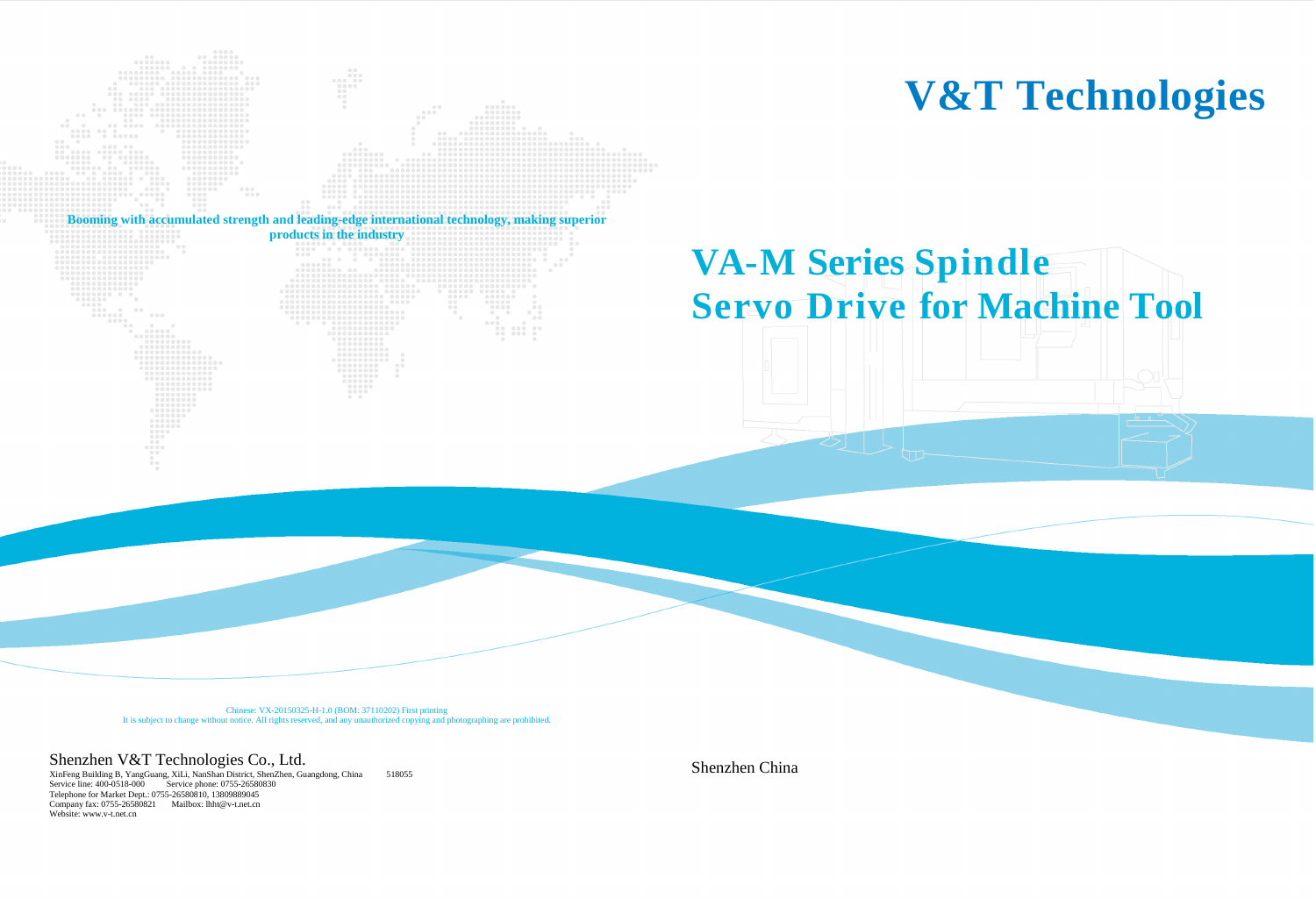Booming with accumulated strength and leading-edge international technology, making superior products in the industry

# V&T Technologies

# VA-M Series Spindle Servo Drive for Machine Tool

Chinese: VX-20150325-H-1.0 (BOM: 37110202) First printing
It is subject to change without notice. All rights reserved, and any unauthorized copying and photographing are prohibited.

Shenzhen V&T Technologies Co., Ltd.
XinFeng Building B, YangGuang, XiLi, NanShan District, ShenZhen, Guangdong, China 518055
Service line: 400-0518-000 Service phone: 0755-26580830
Telephone for Market Dept.: 0755-26580810, 13809889045
Company fax: 0755-26580821 Mailbox: lhht@v-t.net.cn
Website: www.v-t.net.cn

Shenzhen China